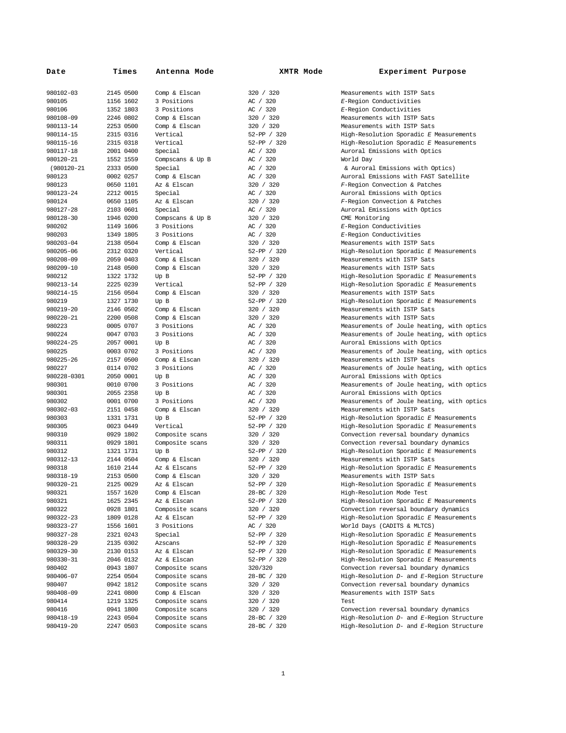| Date | Times | Antenna Mode | XMTR Mode | Experiment Purpose |
|---|---|---|---|---|
| 980102-03 | 2145 0500 | Comp & Elscan | 320 / 320 | Measurements with ISTP Sats |
| 980105 | 1156 1602 | 3 Positions | AC / 320 | *E*-Region Conductivities |
| 980106 | 1352 1803 | 3 Positions | AC / 320 | *E*-Region Conductivities |
| 980108-09 | 2246 0802 | Comp & Elscan | 320 / 320 | Measurements with ISTP Sats |
| 980113-14 | 2253 0500 | Comp & Elscan | 320 / 320 | Measurements with ISTP Sats |
| 980114-15 | 2315 0316 | Vertical | 52-PP / 320 | High-Resolution Sporadic *E* Measurements |
| 980115-16 | 2315 0318 | Vertical | 52-PP / 320 | High-Resolution Sporadic *E* Measurements |
| 980117-18 | 2001 0400 | Special | AC / 320 | Auroral Emissions with Optics |
| 980120-21 | 1552 1559 | Compscans & Up B | AC / 320 | World Day |
| (980120-21 | 2333 0500 | Special | AC / 320 | & Auroral Emissions with Optics) |
| 980123 | 0002 0257 | Comp & Elscan | AC / 320 | Auroral Emissions with FAST Satellite |
| 980123 | 0650 1101 | Az & Elscan | 320 / 320 | *F*-Region Convection & Patches |
| 980123-24 | 2212 0015 | Special | AC / 320 | Auroral Emissions with Optics |
| 980124 | 0650 1105 | Az & Elscan | 320 / 320 | *F*-Region Convection & Patches |
| 980127-28 | 2103 0601 | Special | AC / 320 | Auroral Emissions with Optics |
| 980128-30 | 1946 0200 | Compscans & Up B | 320 / 320 | CME Monitoring |
| 980202 | 1149 1606 | 3 Positions | AC / 320 | *E*-Region Conductivities |
| 980203 | 1349 1805 | 3 Positions | AC / 320 | *E*-Region Conductivities |
| 980203-04 | 2138 0504 | Comp & Elscan | 320 / 320 | Measurements with ISTP Sats |
| 980205-06 | 2312 0320 | Vertical | 52-PP / 320 | High-Resolution Sporadic *E* Measurements |
| 980208-09 | 2059 0403 | Comp & Elscan | 320 / 320 | Measurements with ISTP Sats |
| 980209-10 | 2148 0500 | Comp & Elscan | 320 / 320 | Measurements with ISTP Sats |
| 980212 | 1322 1732 | Up B | 52-PP / 320 | High-Resolution Sporadic *E* Measurements |
| 980213-14 | 2225 0239 | Vertical | 52-PP / 320 | High-Resolution Sporadic *E* Measurements |
| 980214-15 | 2156 0504 | Comp & Elscan | 320 / 320 | Measurements with ISTP Sats |
| 980219 | 1327 1730 | Up B | 52-PP / 320 | High-Resolution Sporadic *E* Measurements |
| 980219-20 | 2146 0502 | Comp & Elscan | 320 / 320 | Measurements with ISTP Sats |
| 980220-21 | 2200 0508 | Comp & Elscan | 320 / 320 | Measurements with ISTP Sats |
| 980223 | 0005 0707 | 3 Positions | AC / 320 | Measurements of Joule heating, with optics |
| 980224 | 0047 0703 | 3 Positions | AC / 320 | Measurements of Joule heating, with optics |
| 980224-25 | 2057 0001 | Up B | AC / 320 | Auroral Emissions with Optics |
| 980225 | 0003 0702 | 3 Positions | AC / 320 | Measurements of Joule heating, with optics |
| 980225-26 | 2157 0500 | Comp & Elscan | 320 / 320 | Measurements with ISTP Sats |
| 980227 | 0114 0702 | 3 Positions | AC / 320 | Measurements of Joule heating, with optics |
| 980228-0301 | 2050 0001 | Up B | AC / 320 | Auroral Emissions with Optics |
| 980301 | 0010 0700 | 3 Positions | AC / 320 | Measurements of Joule heating, with optics |
| 980301 | 2055 2358 | Up B | AC / 320 | Auroral Emissions with Optics |
| 980302 | 0001 0700 | 3 Positions | AC / 320 | Measurements of Joule heating, with optics |
| 980302-03 | 2151 0458 | Comp & Elscan | 320 / 320 | Measurements with ISTP Sats |
| 980303 | 1331 1731 | Up B | 52-PP / 320 | High-Resolution Sporadic *E* Measurements |
| 980305 | 0023 0449 | Vertical | 52-PP / 320 | High-Resolution Sporadic *E* Measurements |
| 980310 | 0929 1802 | Composite scans | 320 / 320 | Convection reversal boundary dynamics |
| 980311 | 0929 1801 | Composite scans | 320 / 320 | Convection reversal boundary dynamics |
| 980312 | 1321 1731 | Up B | 52-PP / 320 | High-Resolution Sporadic *E* Measurements |
| 980312-13 | 2144 0504 | Comp & Elscan | 320 / 320 | Measurements with ISTP Sats |
| 980318 | 1610 2144 | Az & Elscans | 52-PP / 320 | High-Resolution Sporadic *E* Measurements |
| 980318-19 | 2153 0500 | Comp & Elscan | 320 / 320 | Measurements with ISTP Sats |
| 980320-21 | 2125 0029 | Az & Elscan | 52-PP / 320 | High-Resolution Sporadic *E* Measurements |
| 980321 | 1557 1620 | Comp & Elscan | 28-BC / 320 | High-Resolution Mode Test |
| 980321 | 1625 2345 | Az & Elscan | 52-PP / 320 | High-Resolution Sporadic *E* Measurements |
| 980322 | 0928 1801 | Composite scans | 320 / 320 | Convection reversal boundary dynamics |
| 980322-23 | 1809 0128 | Az & Elscan | 52-PP / 320 | High-Resolution Sporadic *E* Measurements |
| 980323-27 | 1556 1601 | 3 Positions | AC / 320 | World Days (CADITS & MLTCS) |
| 980327-28 | 2321 0243 | Special | 52-PP / 320 | High-Resolution Sporadic *E* Measurements |
| 980328-29 | 2135 0302 | Azscans | 52-PP / 320 | High-Resolution Sporadic *E* Measurements |
| 980329-30 | 2130 0153 | Az & Elscan | 52-PP / 320 | High-Resolution Sporadic *E* Measurements |
| 980330-31 | 2046 0132 | Az & Elscan | 52-PP / 320 | High-Resolution Sporadic *E* Measurements |
| 980402 | 0943 1807 | Composite scans | 320/320 | Convection reversal boundary dynamics |
| 980406-07 | 2254 0504 | Composite scans | 28-BC / 320 | High-Resolution *D*- and *E*-Region Structure |
| 980407 | 0942 1812 | Composite scans | 320 / 320 | Convection reversal boundary dynamics |
| 980408-09 | 2241 0800 | Comp & Elscan | 320 / 320 | Measurements with ISTP Sats |
| 980414 | 1219 1325 | Composite scans | 320 / 320 | Test |
| 980416 | 0941 1800 | Composite scans | 320 / 320 | Convection reversal boundary dynamics |
| 980418-19 | 2243 0504 | Composite scans | 28-BC / 320 | High-Resolution *D*- and *E*-Region Structure |
| 980419-20 | 2247 0503 | Composite scans | 28-BC / 320 | High-Resolution *D*- and *E*-Region Structure |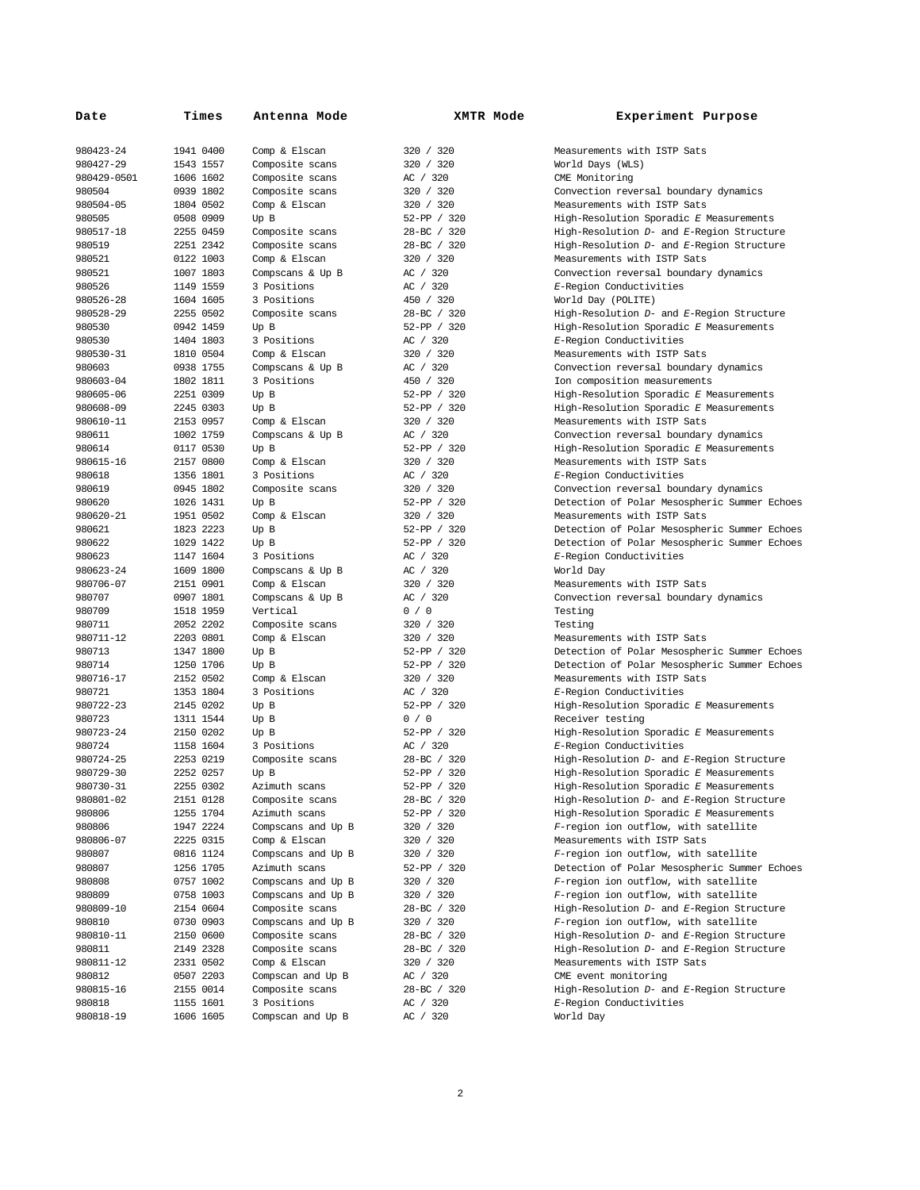| Date | Times | Antenna Mode | XMTR Mode | Experiment Purpose |
|---|---|---|---|---|
| 980423-24 | 1941 0400 | Comp & Elscan | 320 / 320 | Measurements with ISTP Sats |
| 980427-29 | 1543 1557 | Composite scans | 320 / 320 | World Days (WLS) |
| 980429-0501 | 1606 1602 | Composite scans | AC / 320 | CME Monitoring |
| 980504 | 0939 1802 | Composite scans | 320 / 320 | Convection reversal boundary dynamics |
| 980504-05 | 1804 0502 | Comp & Elscan | 320 / 320 | Measurements with ISTP Sats |
| 980505 | 0508 0909 | Up B | 52-PP / 320 | High-Resolution Sporadic *E* Measurements |
| 980517-18 | 2255 0459 | Composite scans | 28-BC / 320 | High-Resolution *D*- and *E*-Region Structure |
| 980519 | 2251 2342 | Composite scans | 28-BC / 320 | High-Resolution *D*- and *E*-Region Structure |
| 980521 | 0122 1003 | Comp & Elscan | 320 / 320 | Measurements with ISTP Sats |
| 980521 | 1007 1803 | Compscans & Up B | AC / 320 | Convection reversal boundary dynamics |
| 980526 | 1149 1559 | 3 Positions | AC / 320 | *E*-Region Conductivities |
| 980526-28 | 1604 1605 | 3 Positions | 450 / 320 | World Day (POLITE) |
| 980528-29 | 2255 0502 | Composite scans | 28-BC / 320 | High-Resolution *D*- and *E*-Region Structure |
| 980530 | 0942 1459 | Up B | 52-PP / 320 | High-Resolution Sporadic *E* Measurements |
| 980530 | 1404 1803 | 3 Positions | AC / 320 | *E*-Region Conductivities |
| 980530-31 | 1810 0504 | Comp & Elscan | 320 / 320 | Measurements with ISTP Sats |
| 980603 | 0938 1755 | Compscans & Up B | AC / 320 | Convection reversal boundary dynamics |
| 980603-04 | 1802 1811 | 3 Positions | 450 / 320 | Ion composition measurements |
| 980605-06 | 2251 0309 | Up B | 52-PP / 320 | High-Resolution Sporadic *E* Measurements |
| 980608-09 | 2245 0303 | Up B | 52-PP / 320 | High-Resolution Sporadic *E* Measurements |
| 980610-11 | 2153 0957 | Comp & Elscan | 320 / 320 | Measurements with ISTP Sats |
| 980611 | 1002 1759 | Compscans & Up B | AC / 320 | Convection reversal boundary dynamics |
| 980614 | 0117 0530 | Up B | 52-PP / 320 | High-Resolution Sporadic *E* Measurements |
| 980615-16 | 2157 0800 | Comp & Elscan | 320 / 320 | Measurements with ISTP Sats |
| 980618 | 1356 1801 | 3 Positions | AC / 320 | *E*-Region Conductivities |
| 980619 | 0945 1802 | Composite scans | 320 / 320 | Convection reversal boundary dynamics |
| 980620 | 1026 1431 | Up B | 52-PP / 320 | Detection of Polar Mesospheric Summer Echoes |
| 980620-21 | 1951 0502 | Comp & Elscan | 320 / 320 | Measurements with ISTP Sats |
| 980621 | 1823 2223 | Up B | 52-PP / 320 | Detection of Polar Mesospheric Summer Echoes |
| 980622 | 1029 1422 | Up B | 52-PP / 320 | Detection of Polar Mesospheric Summer Echoes |
| 980623 | 1147 1604 | 3 Positions | AC / 320 | *E*-Region Conductivities |
| 980623-24 | 1609 1800 | Compscans & Up B | AC / 320 | World Day |
| 980706-07 | 2151 0901 | Comp & Elscan | 320 / 320 | Measurements with ISTP Sats |
| 980707 | 0907 1801 | Compscans & Up B | AC / 320 | Convection reversal boundary dynamics |
| 980709 | 1518 1959 | Vertical | 0 / 0 | Testing |
| 980711 | 2052 2202 | Composite scans | 320 / 320 | Testing |
| 980711-12 | 2203 0801 | Comp & Elscan | 320 / 320 | Measurements with ISTP Sats |
| 980713 | 1347 1800 | Up B | 52-PP / 320 | Detection of Polar Mesospheric Summer Echoes |
| 980714 | 1250 1706 | Up B | 52-PP / 320 | Detection of Polar Mesospheric Summer Echoes |
| 980716-17 | 2152 0502 | Comp & Elscan | 320 / 320 | Measurements with ISTP Sats |
| 980721 | 1353 1804 | 3 Positions | AC / 320 | *E*-Region Conductivities |
| 980722-23 | 2145 0202 | Up B | 52-PP / 320 | High-Resolution Sporadic *E* Measurements |
| 980723 | 1311 1544 | Up B | 0 / 0 | Receiver testing |
| 980723-24 | 2150 0202 | Up B | 52-PP / 320 | High-Resolution Sporadic *E* Measurements |
| 980724 | 1158 1604 | 3 Positions | AC / 320 | *E*-Region Conductivities |
| 980724-25 | 2253 0219 | Composite scans | 28-BC / 320 | High-Resolution *D*- and *E*-Region Structure |
| 980729-30 | 2252 0257 | Up B | 52-PP / 320 | High-Resolution Sporadic *E* Measurements |
| 980730-31 | 2255 0302 | Azimuth scans | 52-PP / 320 | High-Resolution Sporadic *E* Measurements |
| 980801-02 | 2151 0128 | Composite scans | 28-BC / 320 | High-Resolution *D*- and *E*-Region Structure |
| 980806 | 1255 1704 | Azimuth scans | 52-PP / 320 | High-Resolution Sporadic *E* Measurements |
| 980806 | 1947 2224 | Compscans and Up B | 320 / 320 | *F*-region ion outflow, with satellite |
| 980806-07 | 2225 0315 | Comp & Elscan | 320 / 320 | Measurements with ISTP Sats |
| 980807 | 0816 1124 | Compscans and Up B | 320 / 320 | *F*-region ion outflow, with satellite |
| 980807 | 1256 1705 | Azimuth scans | 52-PP / 320 | Detection of Polar Mesospheric Summer Echoes |
| 980808 | 0757 1002 | Compscans and Up B | 320 / 320 | *F*-region ion outflow, with satellite |
| 980809 | 0758 1003 | Compscans and Up B | 320 / 320 | *F*-region ion outflow, with satellite |
| 980809-10 | 2154 0604 | Composite scans | 28-BC / 320 | High-Resolution *D*- and *E*-Region Structure |
| 980810 | 0730 0903 | Compscans and Up B | 320 / 320 | *F*-region ion outflow, with satellite |
| 980810-11 | 2150 0600 | Composite scans | 28-BC / 320 | High-Resolution *D*- and *E*-Region Structure |
| 980811 | 2149 2328 | Composite scans | 28-BC / 320 | High-Resolution *D*- and *E*-Region Structure |
| 980811-12 | 2331 0502 | Comp & Elscan | 320 / 320 | Measurements with ISTP Sats |
| 980812 | 0507 2203 | Compscan and Up B | AC / 320 | CME event monitoring |
| 980815-16 | 2155 0014 | Composite scans | 28-BC / 320 | High-Resolution *D*- and *E*-Region Structure |
| 980818 | 1155 1601 | 3 Positions | AC / 320 | *E*-Region Conductivities |
| 980818-19 | 1606 1605 | Compscan and Up B | AC / 320 | World Day |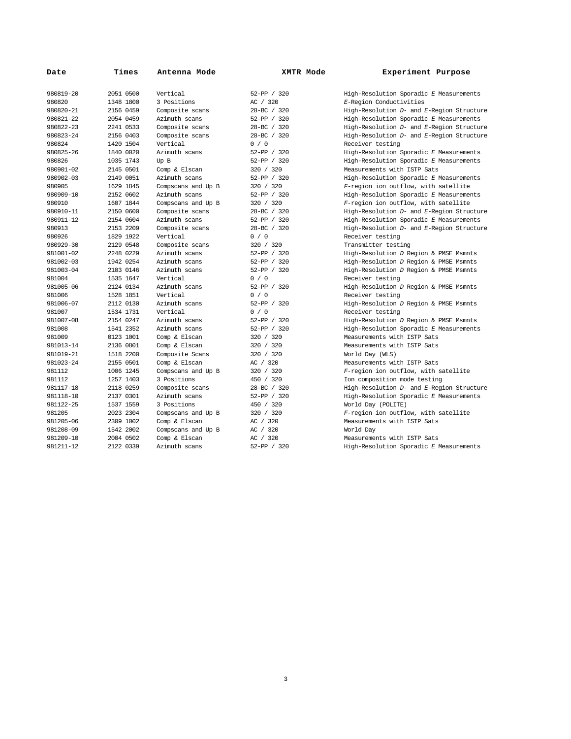| Date | Times | Antenna Mode | XMTR Mode | Experiment Purpose |
|---|---|---|---|---|
| 980819-20 | 2051 0500 | Vertical | 52-PP / 320 | High-Resolution Sporadic *E* Measurements |
| 980820 | 1348 1800 | 3 Positions | AC / 320 | *E*-Region Conductivities |
| 980820-21 | 2156 0459 | Composite scans | 28-BC / 320 | High-Resolution *D*- and *E*-Region Structure |
| 980821-22 | 2054 0459 | Azimuth scans | 52-PP / 320 | High-Resolution Sporadic *E* Measurements |
| 980822-23 | 2241 0533 | Composite scans | 28-BC / 320 | High-Resolution *D*- and *E*-Region Structure |
| 980823-24 | 2156 0403 | Composite scans | 28-BC / 320 | High-Resolution *D*- and *E*-Region Structure |
| 980824 | 1420 1504 | Vertical | 0 / 0 | Receiver testing |
| 980825-26 | 1840 0020 | Azimuth scans | 52-PP / 320 | High-Resolution Sporadic *E* Measurements |
| 980826 | 1035 1743 | Up B | 52-PP / 320 | High-Resolution Sporadic *E* Measurements |
| 980901-02 | 2145 0501 | Comp & Elscan | 320 / 320 | Measurements with ISTP Sats |
| 980902-03 | 2149 0051 | Azimuth scans | 52-PP / 320 | High-Resolution Sporadic *E* Measurements |
| 980905 | 1629 1845 | Compscans and Up B | 320 / 320 | *F*-region ion outflow, with satellite |
| 980909-10 | 2152 0602 | Azimuth scans | 52-PP / 320 | High-Resolution Sporadic *E* Measurements |
| 980910 | 1607 1844 | Compscans and Up B | 320 / 320 | *F*-region ion outflow, with satellite |
| 980910-11 | 2150 0600 | Composite scans | 28-BC / 320 | High-Resolution *D*- and *E*-Region Structure |
| 980911-12 | 2154 0604 | Azimuth scans | 52-PP / 320 | High-Resolution Sporadic *E* Measurements |
| 980913 | 2153 2209 | Composite scans | 28-BC / 320 | High-Resolution *D*- and *E*-Region Structure |
| 980926 | 1829 1922 | Vertical | 0 / 0 | Receiver testing |
| 980929-30 | 2129 0548 | Composite scans | 320 / 320 | Transmitter testing |
| 981001-02 | 2248 0229 | Azimuth scans | 52-PP / 320 | High-Resolution *D* Region & PMSE Msmnts |
| 981002-03 | 1942 0254 | Azimuth scans | 52-PP / 320 | High-Resolution *D* Region & PMSE Msmnts |
| 981003-04 | 2103 0146 | Azimuth scans | 52-PP / 320 | High-Resolution *D* Region & PMSE Msmnts |
| 981004 | 1535 1647 | Vertical | 0 / 0 | Receiver testing |
| 981005-06 | 2124 0134 | Azimuth scans | 52-PP / 320 | High-Resolution *D* Region & PMSE Msmnts |
| 981006 | 1528 1851 | Vertical | 0 / 0 | Receiver testing |
| 981006-07 | 2112 0130 | Azimuth scans | 52-PP / 320 | High-Resolution *D* Region & PMSE Msmnts |
| 981007 | 1534 1731 | Vertical | 0 / 0 | Receiver testing |
| 981007-08 | 2154 0247 | Azimuth scans | 52-PP / 320 | High-Resolution *D* Region & PMSE Msmnts |
| 981008 | 1541 2352 | Azimuth scans | 52-PP / 320 | High-Resolution Sporadic *E* Measurements |
| 981009 | 0123 1001 | Comp & Elscan | 320 / 320 | Measurements with ISTP Sats |
| 981013-14 | 2136 0801 | Comp & Elscan | 320 / 320 | Measurements with ISTP Sats |
| 981019-21 | 1518 2200 | Composite Scans | 320 / 320 | World Day (WLS) |
| 981023-24 | 2155 0501 | Comp & Elscan | AC / 320 | Measurements with ISTP Sats |
| 981112 | 1006 1245 | Compscans and Up B | 320 / 320 | *F*-region ion outflow, with satellite |
| 981112 | 1257 1403 | 3 Positions | 450 / 320 | Ion composition mode testing |
| 981117-18 | 2118 0259 | Composite scans | 28-BC / 320 | High-Resolution *D*- and *E*-Region Structure |
| 981118-10 | 2137 0301 | Azimuth scans | 52-PP / 320 | High-Resolution Sporadic *E* Measurements |
| 981122-25 | 1537 1559 | 3 Positions | 450 / 320 | World Day (POLITE) |
| 981205 | 2023 2304 | Compscans and Up B | 320 / 320 | *F*-region ion outflow, with satellite |
| 981205-06 | 2309 1002 | Comp & Elscan | AC / 320 | Measurements with ISTP Sats |
| 981208-09 | 1542 2002 | Compscans and Up B | AC / 320 | World Day |
| 981209-10 | 2004 0502 | Comp & Elscan | AC / 320 | Measurements with ISTP Sats |
| 981211-12 | 2122 0339 | Azimuth scans | 52-PP / 320 | High-Resolution Sporadic *E* Measurements |